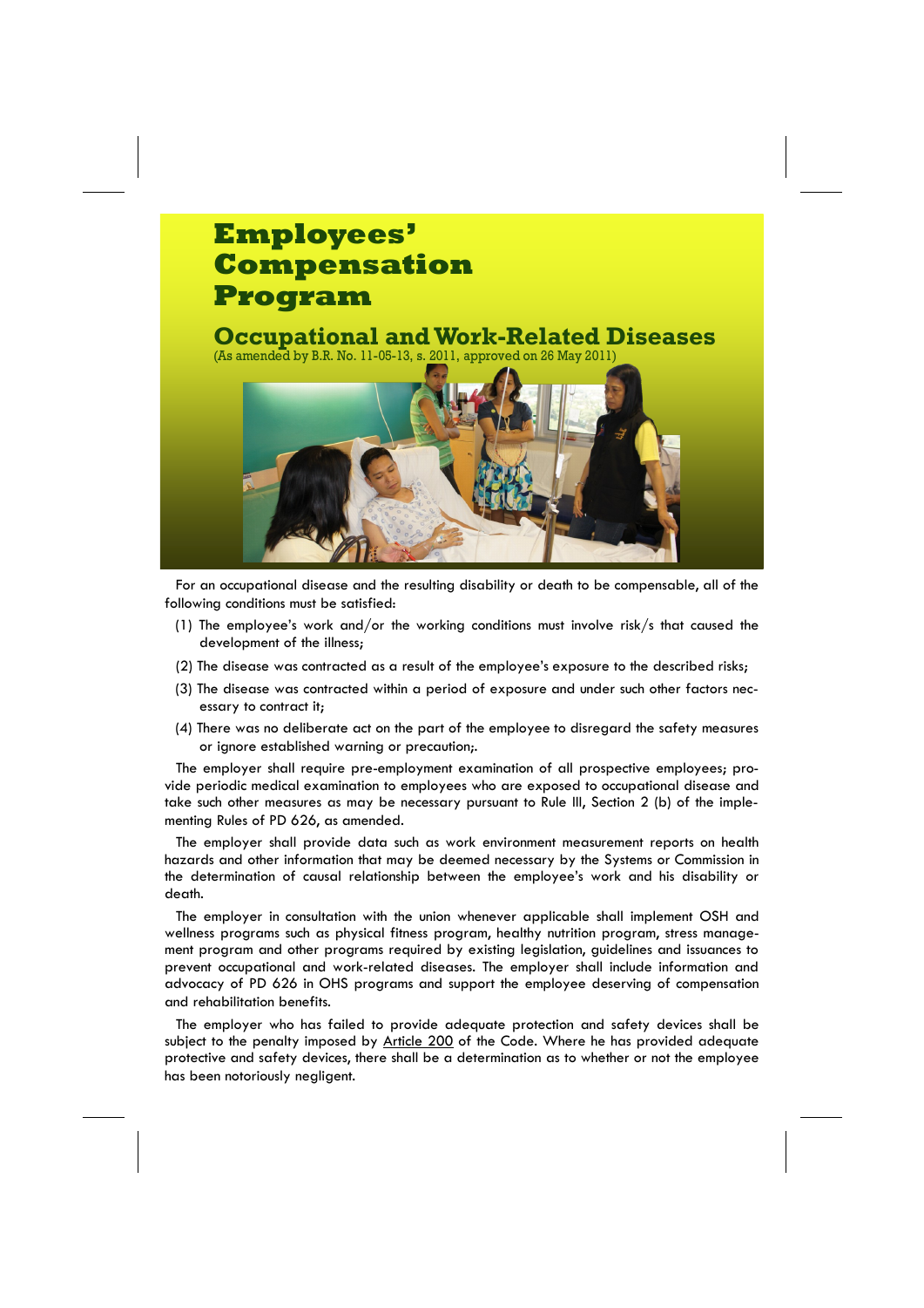# Employees' Compensation Program

## Occupational and Work-Related Diseases

(As amended by B.R. No. 11-05-13, s. 2011, approved on 26 May 2011)

For an occupational disease and the resulting disability or death to be compensable, all of the following conditions must be satisfied:

(1) The employee's work and/or the working conditions must involve risk/s that caused the development of the illness;

(2) The disease was contracted as a result of the employee's exposure to the described risks;

(3) The disease was contracted within a period of exposure and under such other factors necessary to contract it;

(4) There was no deliberate act on the part of the employee to disregard the safety measures or ignore established warning or precaution;.

The employer shall require pre-employment examination of all prospective employees; provide periodic medical examination to employees who are exposed to occupational disease and take such other measures as may be necessary pursuant to Rule III, Section 2 (b) of the implementing Rules of PD 626, as amended.

The employer shall provide data such as work environment measurement reports on health hazards and other information that may be deemed necessary by the Systems or Commission in the determination of causal relationship between the employee's work and his disability or death.

The employer in consultation with the union whenever applicable shall implement OSH and wellness programs such as physical fitness program, healthy nutrition program, stress management program and other programs required by existing legislation, guidelines and issuances to prevent occupational and work-related diseases. The employer shall include information and advocacy of PD 626 in OHS programs and support the employee deserving of compensation and rehabilitation benefits.

The employer who has failed to provide adequate protection and safety devices shall be subject to the penalty imposed by Article 200 of the Code. Where he has provided adequate protective and safety devices, there shall be a determination as to whether or not the employee has been notoriously negligent.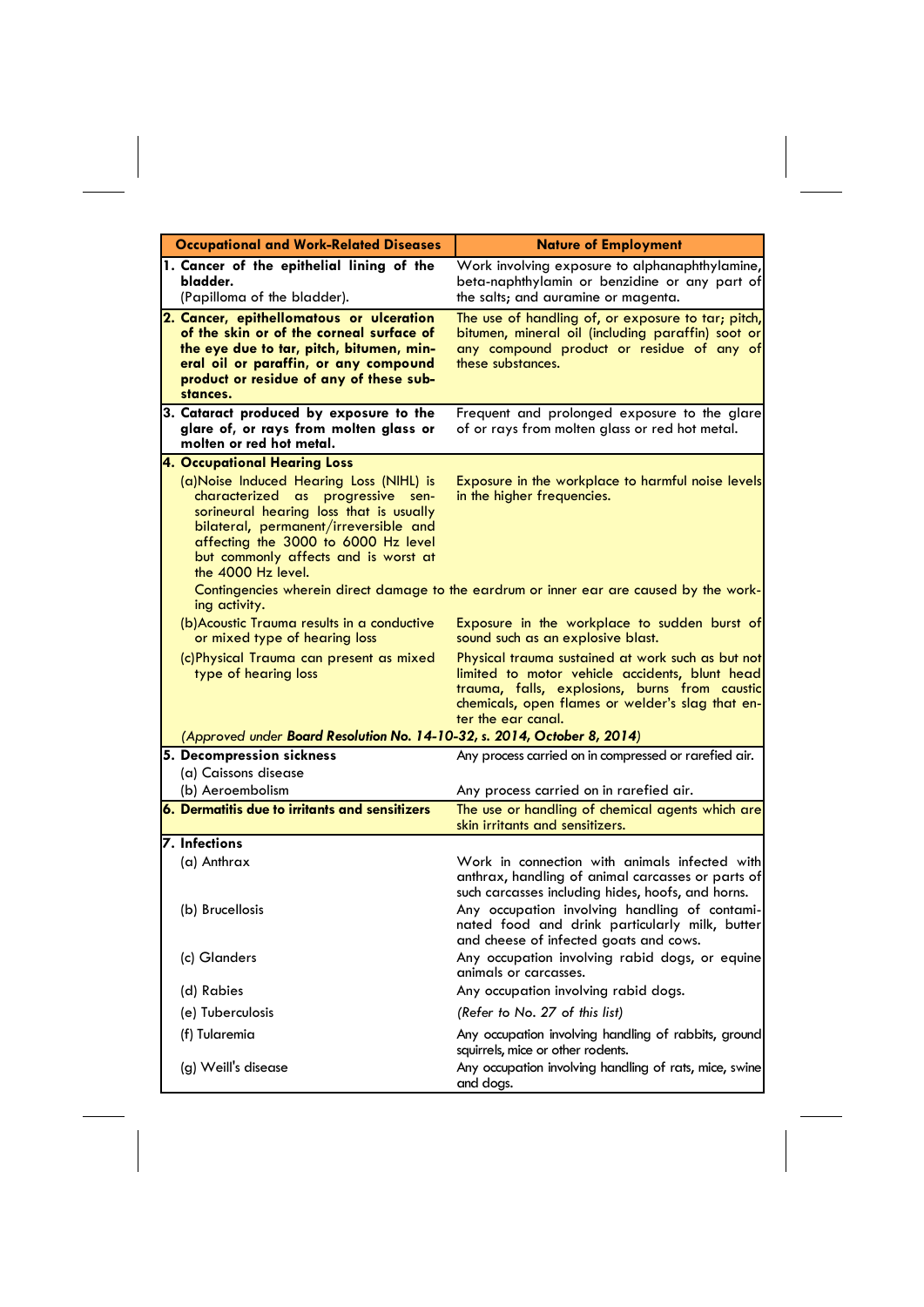| Occupational and Work-Related Diseases | Nature of Employment |
|---|---|
| **1. Cancer of the epithelial lining of the bladder.** (Papilloma of the bladder). | Work involving exposure to alphanaphthylamine, beta-naphthylamin or benzidine or any part of the salts; and auramine or magenta. |
| **2. Cancer, epithellomatous or ulceration of the skin or of the corneal surface of the eye due to tar, pitch, bitumen, mineral oil or paraffin, or any compound product or residue of any of these substances.** | The use of handling of, or exposure to tar; pitch, bitumen, mineral oil (including paraffin) soot or any compound product or residue of any of these substances. |
| **3. Cataract produced by exposure to the glare of, or rays from molten glass or molten or red hot metal.** | Frequent and prolonged exposure to the glare of or rays from molten glass or red hot metal. |
| **4. Occupational Hearing Loss** | |
| (a) Noise Induced Hearing Loss (NIHL) is characterized as progressive sensorineural hearing loss that is usually bilateral, permanent/irreversible and affecting the 3000 to 6000 Hz level but commonly affects and is worst at the 4000 Hz level. | Exposure in the workplace to harmful noise levels in the higher frequencies. |
| Contingencies wherein direct damage to the eardrum or inner ear are caused by the working activity. | |
| (b) Acoustic Trauma results in a conductive or mixed type of hearing loss | Exposure in the workplace to sudden burst of sound such as an explosive blast. |
| (c) Physical Trauma can present as mixed type of hearing loss | Physical trauma sustained at work such as but not limited to motor vehicle accidents, blunt head trauma, falls, explosions, burns from caustic chemicals, open flames or welder's slag that enter the ear canal. |
| *(Approved under **Board Resolution No. 14-10-32, s. 2014, October 8, 2014**)* | |
| **5. Decompression sickness** | Any process carried on in compressed or rarefied air. |
| (a) Caissons disease | |
| (b) Aeroembolism | Any process carried on in rarefied air. |
| **6. Dermatitis due to irritants and sensitizers** | The use or handling of chemical agents which are skin irritants and sensitizers. |
| **7. Infections** | |
| (a) Anthrax | Work in connection with animals infected with anthrax, handling of animal carcasses or parts of such carcasses including hides, hoofs, and horns. |
| (b) Brucellosis | Any occupation involving handling of contaminated food and drink particularly milk, butter and cheese of infected goats and cows. |
| (c) Glanders | Any occupation involving rabid dogs, or equine animals or carcasses. |
| (d) Rabies | Any occupation involving rabid dogs. |
| (e) Tuberculosis | *(Refer to No. 27 of this list)* |
| (f) Tularemia | Any occupation involving handling of rabbits, ground squirrels, mice or other rodents. |
| (g) Weill's disease | Any occupation involving handling of rats, mice, swine and dogs. |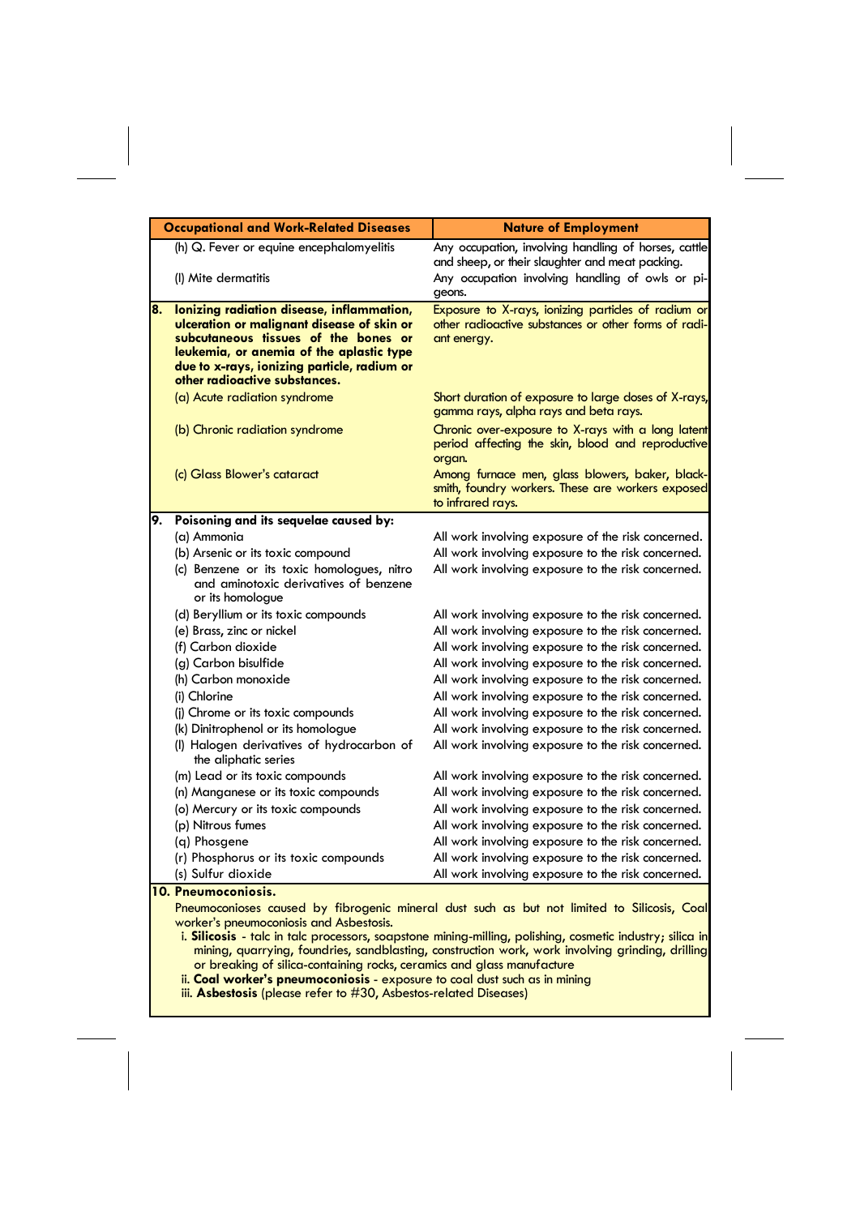| Occupational and Work-Related Diseases | Nature of Employment |
|---|---|
| (h) Q. Fever or equine encephalomyelitis | Any occupation, involving handling of horses, cattle and sheep, or their slaughter and meat packing. |
| (I) Mite dermatitis | Any occupation involving handling of owls or pigeons. |
| **8. Ionizing radiation disease, inflammation, ulceration or malignant disease of skin or subcutaneous tissues of the bones or leukemia, or anemia of the aplastic type due to x-rays, ionizing particle, radium or other radioactive substances.** | Exposure to X-rays, ionizing particles of radium or other radioactive substances or other forms of radiant energy. |
| (a) Acute radiation syndrome | Short duration of exposure to large doses of X-rays, gamma rays, alpha rays and beta rays. |
| (b) Chronic radiation syndrome | Chronic over-exposure to X-rays with a long latent period affecting the skin, blood and reproductive organ. |
| (c) Glass Blower's cataract | Among furnace men, glass blowers, baker, blacksmith, foundry workers. These are workers exposed to infrared rays. |
| **9. Poisoning and its sequelae caused by:** | |
| (a) Ammonia | All work involving exposure of the risk concerned. |
| (b) Arsenic or its toxic compound | All work involving exposure to the risk concerned. |
| (c) Benzene or its toxic homologues, nitro and aminotoxic derivatives of benzene or its homologue | All work involving exposure to the risk concerned. |
| (d) Beryllium or its toxic compounds | All work involving exposure to the risk concerned. |
| (e) Brass, zinc or nickel | All work involving exposure to the risk concerned. |
| (f) Carbon dioxide | All work involving exposure to the risk concerned. |
| (g) Carbon bisulfide | All work involving exposure to the risk concerned. |
| (h) Carbon monoxide | All work involving exposure to the risk concerned. |
| (i) Chlorine | All work involving exposure to the risk concerned. |
| (j) Chrome or its toxic compounds | All work involving exposure to the risk concerned. |
| (k) Dinitrophenol or its homologue | All work involving exposure to the risk concerned. |
| (l) Halogen derivatives of hydrocarbon of the aliphatic series | All work involving exposure to the risk concerned. |
| (m) Lead or its toxic compounds | All work involving exposure to the risk concerned. |
| (n) Manganese or its toxic compounds | All work involving exposure to the risk concerned. |
| (o) Mercury or its toxic compounds | All work involving exposure to the risk concerned. |
| (p) Nitrous fumes | All work involving exposure to the risk concerned. |
| (q) Phosgene | All work involving exposure to the risk concerned. |
| (r) Phosphorus or its toxic compounds | All work involving exposure to the risk concerned. |
| (s) Sulfur dioxide | All work involving exposure to the risk concerned. |

**10. Pneumoconiosis.**

Pneumoconioses caused by fibrogenic mineral dust such as but not limited to Silicosis, Coal worker's pneumoconiosis and Asbestosis.

i. **Silicosis** - talc in talc processors, soapstone mining-milling, polishing, cosmetic industry; silica in mining, quarrying, foundries, sandblasting, construction work, work involving grinding, drilling or breaking of silica-containing rocks, ceramics and glass manufacture

ii. **Coal worker's pneumoconiosis** - exposure to coal dust such as in mining

iii. **Asbestosis** (please refer to #30, Asbestos-related Diseases)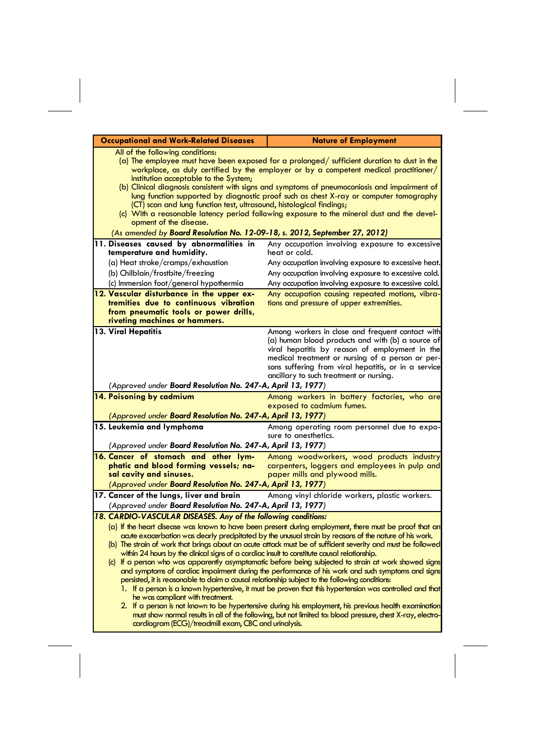| Occupational and Work-Related Diseases | Nature of Employment |
|---|---|
| All of the following conditions:<br>(a) The employee must have been exposed for a prolonged/ sufficient duration to dust in the workplace, as duly certified by the employer or by a competent medical practitioner/ institution acceptable to the System;<br>(b) Clinical diagnosis consistent with signs and symptoms of pneumoconiosis and impairment of lung function supported by diagnostic proof such as chest X-ray or computer tomography (CT) scan and lung function test, ultrasound, histological findings;<br>(c) With a reasonable latency period following exposure to the mineral dust and the development of the disease.<br>*(As amended by **Board Resolution No. 12-09-18, s. 2012, September 27, 2012**)* | |
| **11. Diseases caused by abnormalities in temperature and humidity.** | Any occupation involving exposure to excessive heat or cold. |
| (a) Heat stroke/cramps/exhaustion | Any occupation involving exposure to excessive heat. |
| (b) Chilblain/frostbite/freezing | Any occupation involving exposure to excessive cold. |
| (c) Immersion foot/general hypothermia | Any occupation involving exposure to excessive cold. |
| **12. Vascular disturbance in the upper extremities due to continuous vibration from pneumatic tools or power drills, riveting machines or hammers.** | Any occupation causing repeated motions, vibrations and pressure of upper extremities. |
| **13. Viral Hepatitis**<br>*(Approved under **Board Resolution No. 247-A, April 13, 1977**)* | Among workers in close and frequent contact with (a) human blood products and with (b) a source of viral hepatitis by reason of employment in the medical treatment or nursing of a person or persons suffering from viral hepatitis, or in a service ancillary to such treatment or nursing. |
| **14. Poisoning by cadmium**<br>*(Approved under **Board Resolution No. 247-A, April 13, 1977**)* | Among workers in battery factories, who are exposed to cadmium fumes. |
| **15. Leukemia and lymphoma**<br>*(Approved under **Board Resolution No. 247-A, April 13, 1977**)* | Among operating room personnel due to exposure to anesthetics. |
| **16. Cancer of stomach and other lymphatic and blood forming vessels; nasal cavity and sinuses.**<br>*(Approved under **Board Resolution No. 247-A, April 13, 1977**)* | Among woodworkers, wood products industry carpenters, loggers and employees in pulp and paper mills and plywood mills. |
| **17. Cancer of the lungs, liver and brain**<br>*(Approved under **Board Resolution No. 247-A, April 13, 1977**)* | Among vinyl chloride workers, plastic workers. |
| ***18. CARDIO-VASCULAR DISEASES. Any of the following conditions:***<br>(a) If the heart disease was known to have been present during employment, there must be proof that an acute exacerbation was clearly precipitated by the unusual strain by reasons of the nature of his work.<br>(b) The strain of work that brings about an acute attack must be of sufficient severity and must be followed within 24 hours by the clinical signs of a cardiac insult to constitute causal relationship.<br>(c) If a person who was apparently asymptomatic before being subjected to strain at work showed signs and symptoms of cardiac impairment during the performance of his work and such symptoms and signs persisted, it is reasonable to claim a causal relationship subject to the following conditions:<br>1. If a person is a known hypertensive, it must be proven that this hypertension was controlled and that he was compliant with treatment.<br>2. If a person is not known to be hypertensive during his employment, his previous health examination must show normal results in all of the following, but not limited to: blood pressure, chest X-ray, electrocardiogram (ECG)/treadmill exam, CBC and urinalysis. | |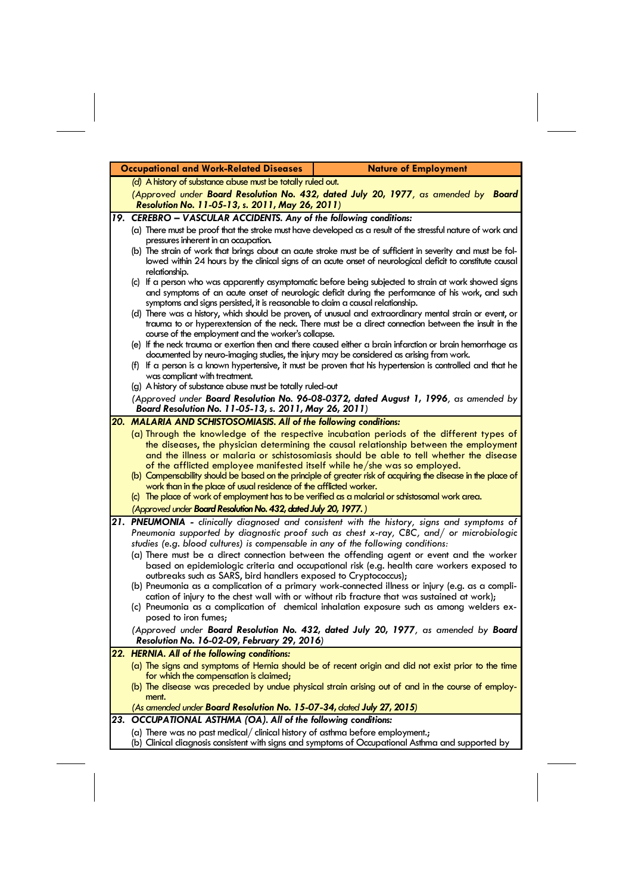| Occupational and Work-Related Diseases | Nature of Employment |
|---|---|

(d) A history of substance abuse must be totally ruled out.

*(Approved under **Board Resolution No. 432, dated July 20, 1977**, as amended by **Board Resolution No. 11-05-13, s. 2011, May 26, 2011**)*

**19. CEREBRO – VASCULAR ACCIDENTS. *Any of the following conditions:***

(a) There must be proof that the stroke must have developed as a result of the stressful nature of work and pressures inherent in an occupation.

(b) The strain of work that brings about an acute stroke must be of sufficient in severity and must be followed within 24 hours by the clinical signs of an acute onset of neurological deficit to constitute causal relationship.

(c) If a person who was apparently asymptomatic before being subjected to strain at work showed signs and symptoms of an acute onset of neurologic deficit during the performance of his work, and such symptoms and signs persisted, it is reasonable to claim a causal relationship.

(d) There was a history, which should be proven, of unusual and extraordinary mental strain or event, or trauma to or hyperextension of the neck. There must be a direct connection between the insult in the course of the employment and the worker's collapse.

(e) If the neck trauma or exertion then and there caused either a brain infarction or brain hemorrhage as documented by neuro-imaging studies, the injury may be considered as arising from work.

(f) If a person is a known hypertensive, it must be proven that his hypertension is controlled and that he was compliant with treatment.

(g) A history of substance abuse must be totally ruled-out

*(Approved under **Board Resolution No. 96-08-0372, dated August 1, 1996**, as amended by **Board Resolution No. 11-05-13, s. 2011, May 26, 2011**)*

**20. MALARIA AND SCHISTOSOMIASIS. *All of the following conditions:***

(a) Through the knowledge of the respective incubation periods of the different types of the diseases, the physician determining the causal relationship between the employment and the illness or malaria or schistosomiasis should be able to tell whether the disease of the afflicted employee manifested itself while he/she was so employed.

(b) Compensability should be based on the principle of greater risk of acquiring the disease in the place of work than in the place of usual residence of the afflicted worker.

(c) The place of work of employment has to be verified as a malarial or schistosomal work area.

*(Approved under **Board Resolution No. 432, dated July 20, 1977.**)*

**21. PNEUMONIA** - *clinically diagnosed and consistent with the history, signs and symptoms of Pneumonia supported by diagnostic proof such as chest x-ray, CBC, and/ or microbiologic studies (e.g. blood cultures) is compensable in any of the following conditions:*

(a) There must be a direct connection between the offending agent or event and the worker based on epidemiologic criteria and occupational risk (e.g. health care workers exposed to outbreaks such as SARS, bird handlers exposed to Cryptococcus);

(b) Pneumonia as a complication of a primary work-connected illness or injury (e.g. as a complication of injury to the chest wall with or without rib fracture that was sustained at work);

(c) Pneumonia as a complication of chemical inhalation exposure such as among welders exposed to iron fumes;

*(Approved under **Board Resolution No. 432, dated July 20, 1977**, as amended by **Board Resolution No. 16-02-09, February 29, 2016**)*

**22. HERNIA. *All of the following conditions:***

(a) The signs and symptoms of Hernia should be of recent origin and did not exist prior to the time for which the compensation is claimed;

(b) The disease was preceded by undue physical strain arising out of and in the course of employment.

*(As amended under **Board Resolution No. 15-07-34,** dated **July 27, 2015**)*

**23. OCCUPATIONAL ASTHMA (OA). *All of the following conditions:***

(a) There was no past medical/ clinical history of asthma before employment.;

(b) Clinical diagnosis consistent with signs and symptoms of Occupational Asthma and supported by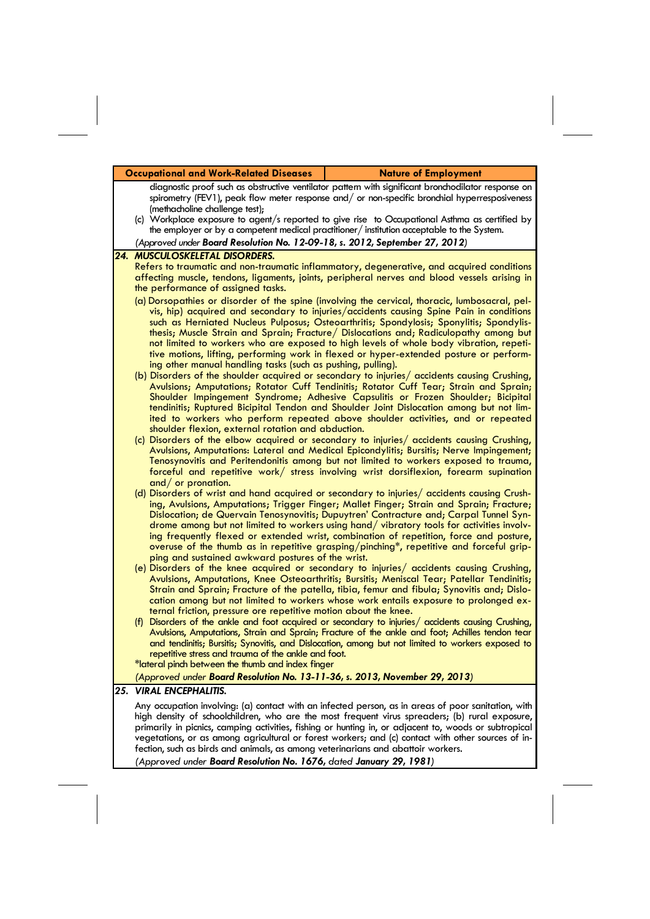| Occupational and Work-Related Diseases | Nature of Employment |
|---|---|

diagnostic proof such as obstructive ventilator pattern with significant bronchodilator response on spirometry (FEV1), peak flow meter response and/ or non-specific bronchial hyperresposiveness (methacholine challenge test);

(c) Workplace exposure to agent/s reported to give rise to Occupational Asthma as certified by the employer or by a competent medical practitioner/ institution acceptable to the System.

*(Approved under **Board Resolution No. 12-09-18, s. 2012, September 27, 2012**)*

## 24. MUSCULOSKELETAL DISORDERS.

Refers to traumatic and non-traumatic inflammatory, degenerative, and acquired conditions affecting muscle, tendons, ligaments, joints, peripheral nerves and blood vessels arising in the performance of assigned tasks.

(a) Dorsopathies or disorder of the spine (involving the cervical, thoracic, lumbosacral, pelvis, hip) acquired and secondary to injuries/accidents causing Spine Pain in conditions such as Herniated Nucleus Pulposus; Osteoarthritis; Spondylosis; Sponylitis; Spondylisthesis; Muscle Strain and Sprain; Fracture/ Dislocations and; Radiculopathy among but not limited to workers who are exposed to high levels of whole body vibration, repetitive motions, lifting, performing work in flexed or hyper-extended posture or performing other manual handling tasks (such as pushing, pulling).

(b) Disorders of the shoulder acquired or secondary to injuries/ accidents causing Crushing, Avulsions; Amputations; Rotator Cuff Tendinitis; Rotator Cuff Tear; Strain and Sprain; Shoulder Impingement Syndrome; Adhesive Capsulitis or Frozen Shoulder; Bicipital tendinitis; Ruptured Bicipital Tendon and Shoulder Joint Dislocation among but not limited to workers who perform repeated above shoulder activities, and or repeated shoulder flexion, external rotation and abduction.

(c) Disorders of the elbow acquired or secondary to injuries/ accidents causing Crushing, Avulsions, Amputations: Lateral and Medical Epicondylitis; Bursitis; Nerve Impingement; Tenosynovitis and Peritendonitis among but not limited to workers exposed to trauma, forceful and repetitive work/ stress involving wrist dorsiflexion, forearm supination and/ or pronation.

(d) Disorders of wrist and hand acquired or secondary to injuries/ accidents causing Crushing, Avulsions, Amputations; Trigger Finger; Mallet Finger; Strain and Sprain; Fracture; Dislocation; de Quervain Tenosynovitis; Dupuytren' Contracture and; Carpal Tunnel Syndrome among but not limited to workers using hand/ vibratory tools for activities involving frequently flexed or extended wrist, combination of repetition, force and posture, overuse of the thumb as in repetitive grasping/pinching*, repetitive and forceful gripping and sustained awkward postures of the wrist.

(e) Disorders of the knee acquired or secondary to injuries/ accidents causing Crushing, Avulsions, Amputations, Knee Osteoarthritis; Bursitis; Meniscal Tear; Patellar Tendinitis; Strain and Sprain; Fracture of the patella, tibia, femur and fibula; Synovitis and; Dislocation among but not limited to workers whose work entails exposure to prolonged external friction, pressure ore repetitive motion about the knee.

(f) Disorders of the ankle and foot acquired or secondary to injuries/ accidents causing Crushing, Avulsions, Amputations, Strain and Sprain; Fracture of the ankle and foot; Achilles tendon tear and tendinitis; Bursitis; Synovitis, and Dislocation, among but not limited to workers exposed to repetitive stress and trauma of the ankle and foot.

*lateral pinch between the thumb and index finger

*(Approved under **Board Resolution No. 13-11-36, s. 2013, November 29, 2013**)*

## 25. VIRAL ENCEPHALITIS.

Any occupation involving: (a) contact with an infected person, as in areas of poor sanitation, with high density of schoolchildren, who are the most frequent virus spreaders; (b) rural exposure, primarily in picnics, camping activities, fishing or hunting in, or adjacent to, woods or subtropical vegetations, or as among agricultural or forest workers; and (c) contact with other sources of infection, such as birds and animals, as among veterinarians and abattoir workers.

*(Approved under **Board Resolution No. 1676,** dated **January 29, 1981**)*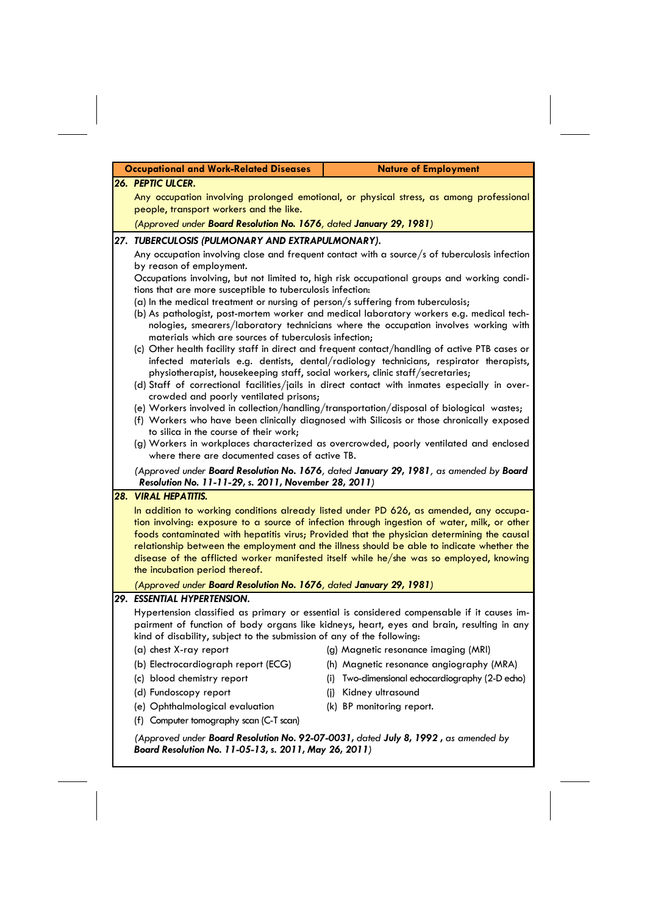| Occupational and Work-Related Diseases | Nature of Employment |
|---|---|

**26. *PEPTIC ULCER.***

Any occupation involving prolonged emotional, or physical stress, as among professional people, transport workers and the like.

*(Approved under **Board Resolution No. 1676**, dated **January 29, 1981**)*

**27. *TUBERCULOSIS (PULMONARY AND EXTRAPULMONARY).***

Any occupation involving close and frequent contact with a source/s of tuberculosis infection by reason of employment.

Occupations involving, but not limited to, high risk occupational groups and working conditions that are more susceptible to tuberculosis infection:

(a) In the medical treatment or nursing of person/s suffering from tuberculosis;

(b) As pathologist, post-mortem worker and medical laboratory workers e.g. medical technologies, smearers/laboratory technicians where the occupation involves working with materials which are sources of tuberculosis infection;

(c) Other health facility staff in direct and frequent contact/handling of active PTB cases or infected materials e.g. dentists, dental/radiology technicians, respirator therapists, physiotherapist, housekeeping staff, social workers, clinic staff/secretaries;

(d) Staff of correctional facilities/jails in direct contact with inmates especially in overcrowded and poorly ventilated prisons;

(e) Workers involved in collection/handling/transportation/disposal of biological wastes;

(f) Workers who have been clinically diagnosed with Silicosis or those chronically exposed to silica in the course of their work;

(g) Workers in workplaces characterized as overcrowded, poorly ventilated and enclosed where there are documented cases of active TB.

*(Approved under **Board Resolution No. 1676**, dated **January 29, 1981**, as amended by **Board Resolution No. 11-11-29, s. 2011, November 28, 2011**)*

**28. *VIRAL HEPATITIS.***

In addition to working conditions already listed under PD 626, as amended, any occupation involving: exposure to a source of infection through ingestion of water, milk, or other foods contaminated with hepatitis virus; Provided that the physician determining the causal relationship between the employment and the illness should be able to indicate whether the disease of the afflicted worker manifested itself while he/she was so employed, knowing the incubation period thereof.

*(Approved under **Board Resolution No. 1676**, dated **January 29, 1981**)*

**29. *ESSENTIAL HYPERTENSION.***

Hypertension classified as primary or essential is considered compensable if it causes impairment of function of body organs like kidneys, heart, eyes and brain, resulting in any kind of disability, subject to the submission of any of the following:

(a) chest X-ray report

(b) Electrocardiograph report (ECG)

(c) blood chemistry report

(d) Fundoscopy report

(e) Ophthalmological evaluation

(f) Computer tomography scan (C-T scan)

(g) Magnetic resonance imaging (MRI)

(h) Magnetic resonance angiography (MRA)

(i) Two-dimensional echocardiography (2-D echo)

(j) Kidney ultrasound

(k) BP monitoring report.

*(Approved under **Board Resolution No. 92-07-0031**, dated **July 8, 1992**, as amended by **Board Resolution No. 11-05-13, s. 2011, May 26, 2011**)*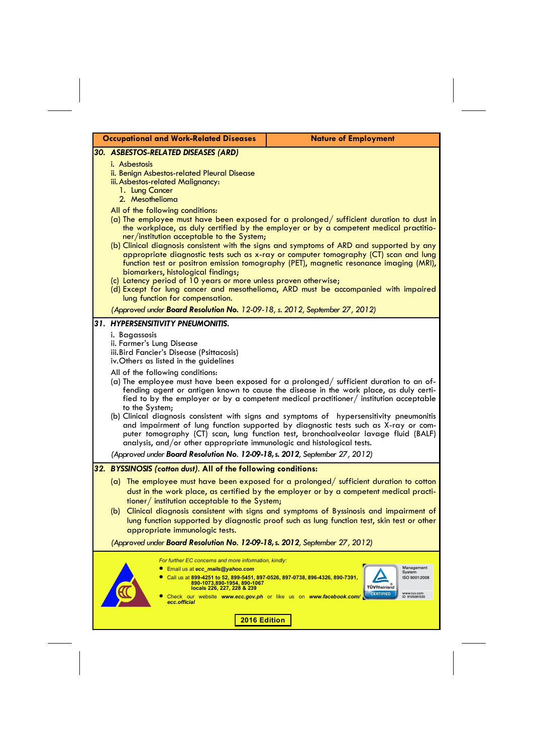| Occupational and Work-Related Diseases | Nature of Employment |
|---|---|

**30. *ASBESTOS-RELATED DISEASES (ARD)***

i. Asbestosis
ii. Benign Asbestos-related Pleural Disease
iii. Asbestos-related Malignancy:
  1. Lung Cancer
  2. Mesothelioma

All of the following conditions:

(a) The employee must have been exposed for a prolonged/ sufficient duration to dust in the workplace, as duly certified by the employer or by a competent medical practitioner/institution acceptable to the System;
(b) Clinical diagnosis consistent with the signs and symptoms of ARD and supported by any appropriate diagnostic tests such as x-ray or computer tomography (CT) scan and lung function test or positron emission tomography (PET), magnetic resonance imaging (MRI), biomarkers, histological findings;
(c) Latency period of 10 years or more unless proven otherwise;
(d) Except for lung cancer and mesothelioma, ARD must be accompanied with impaired lung function for compensation.

*(Approved under **Board Resolution No.** 12-09-18, s. 2012, September 27, 2012)*

**31. *HYPERSENSITIVITY PNEUMONITIS.***

i. Bagassosis
ii. Farmer's Lung Disease
iii. Bird Fancier's Disease (Psittacosis)
iv. Others as listed in the guidelines

All of the following conditions:

(a) The employee must have been exposed for a prolonged/ sufficient duration to an offending agent or antigen known to cause the disease in the work place, as duly certified to by the employer or by a competent medical practitioner/ institution acceptable to the System;
(b) Clinical diagnosis consistent with signs and symptoms of hypersensitivity pneumonitis and impairment of lung function supported by diagnostic tests such as X-ray or computer tomography (CT) scan, lung function test, bronchoalveolar lavage fluid (BALF) analysis, and/or other appropriate immunologic and histological tests.

*(Approved under **Board Resolution No. 12-09-18, s. 2012**, September 27, 2012)*

**32. *BYSSINOSIS (cotton dust).* All of the following conditions:**

(a) The employee must have been exposed for a prolonged/ sufficient duration to cotton dust in the work place, as certified by the employer or by a competent medical practitioner/ institution acceptable to the System;
(b) Clinical diagnosis consistent with signs and symptoms of Byssinosis and impairment of lung function supported by diagnostic proof such as lung function test, skin test or other appropriate immunologic tests.

*(Approved under **Board Resolution No. 12-09-18, s. 2012**, September 27, 2012)*

*For further EC concerns and more information, kindly:*

- Email us at ***ecc_mails@yahoo.com***
- Call us at **899-4251 to 52, 899-5451, 897-0526, 897-0738, 896-4326, 890-7391, 890-1073, 890-1954, 890-1067 locals 226, 227, 228 & 239**
- Check our website ***www.ecc.gov.ph*** or like us on ***www.facebook.com/ecc.official***

Management System ISO 9001:2008
TÜVRheinland CERTIFIED
www.tuv.com ID 9105081530

**2016 Edition**